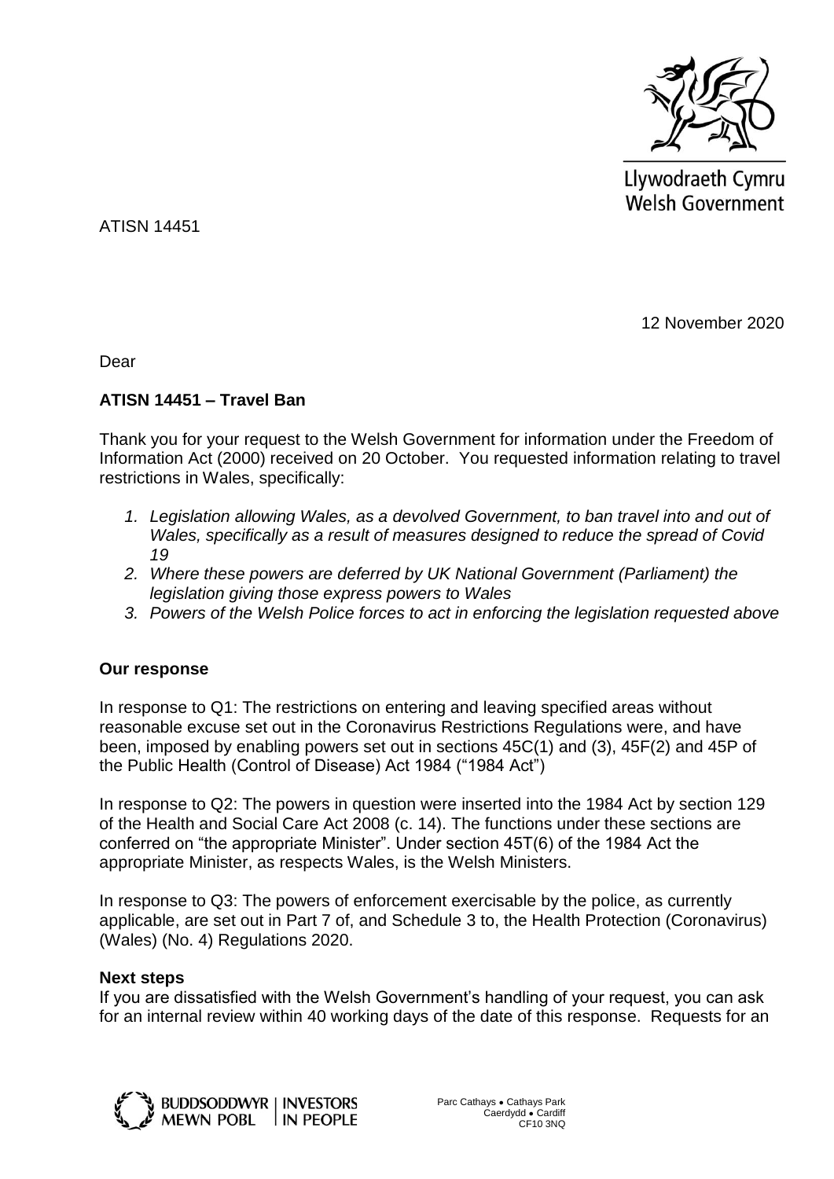Llywodraeth Cymru
Welsh Government

ATISN 14451

12 November 2020

Dear

**ATISN 14451 – Travel Ban**

Thank you for your request to the Welsh Government for information under the Freedom of Information Act (2000) received on 20 October. You requested information relating to travel restrictions in Wales, specifically:

1. *Legislation allowing Wales, as a devolved Government, to ban travel into and out of Wales, specifically as a result of measures designed to reduce the spread of Covid 19*
2. *Where these powers are deferred by UK National Government (Parliament) the legislation giving those express powers to Wales*
3. *Powers of the Welsh Police forces to act in enforcing the legislation requested above*

## Our response

In response to Q1: The restrictions on entering and leaving specified areas without reasonable excuse set out in the Coronavirus Restrictions Regulations were, and have been, imposed by enabling powers set out in sections 45C(1) and (3), 45F(2) and 45P of the Public Health (Control of Disease) Act 1984 ("1984 Act")

In response to Q2: The powers in question were inserted into the 1984 Act by section 129 of the Health and Social Care Act 2008 (c. 14). The functions under these sections are conferred on "the appropriate Minister". Under section 45T(6) of the 1984 Act the appropriate Minister, as respects Wales, is the Welsh Ministers.

In response to Q3: The powers of enforcement exercisable by the police, as currently applicable, are set out in Part 7 of, and Schedule 3 to, the Health Protection (Coronavirus) (Wales) (No. 4) Regulations 2020.

## Next steps

If you are dissatisfied with the Welsh Government's handling of your request, you can ask for an internal review within 40 working days of the date of this response. Requests for an

BUDDSODDWYR MEWN POBL | INVESTORS IN PEOPLE

Parc Cathays • Cathays Park
Caerdydd • Cardiff
CF10 3NQ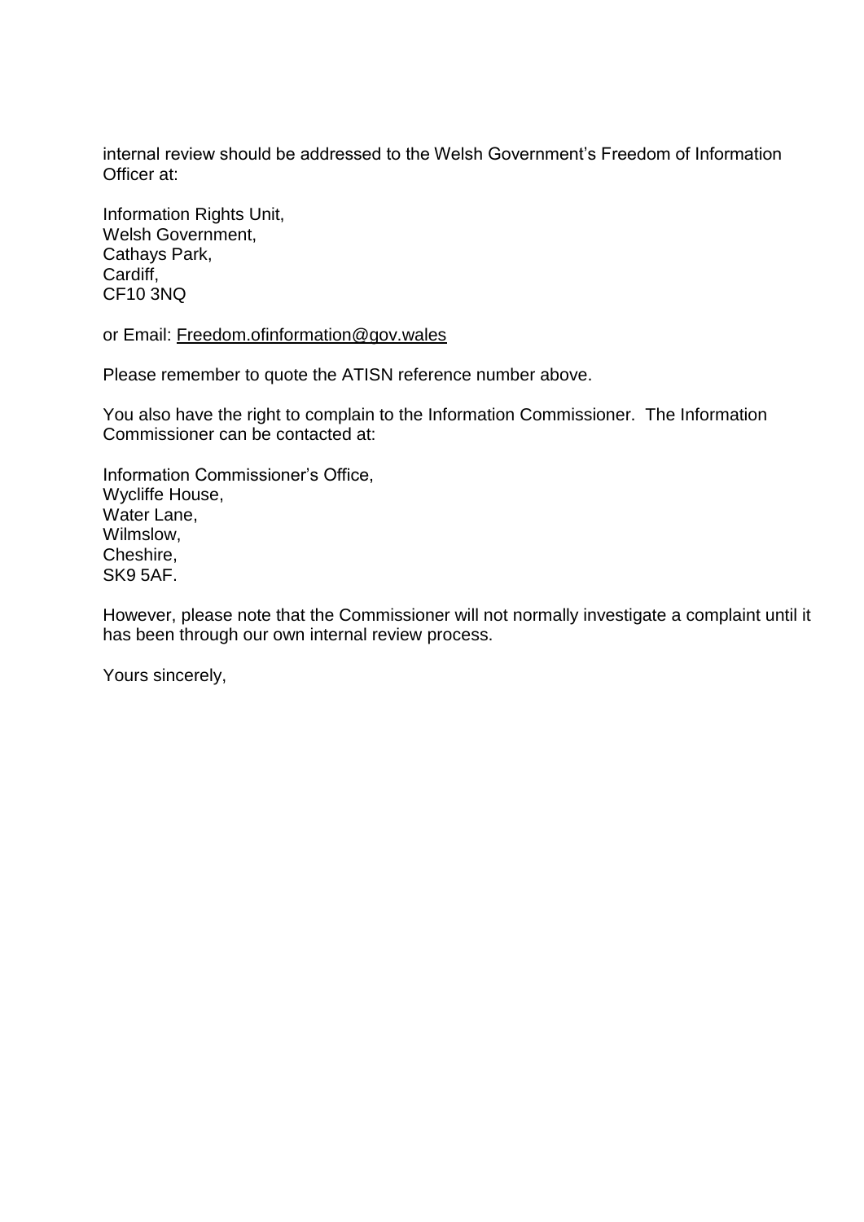internal review should be addressed to the Welsh Government's Freedom of Information Officer at:

Information Rights Unit,
Welsh Government,
Cathays Park,
Cardiff,
CF10 3NQ

or Email: Freedom.ofinformation@gov.wales

Please remember to quote the ATISN reference number above.

You also have the right to complain to the Information Commissioner. The Information Commissioner can be contacted at:

Information Commissioner's Office,
Wycliffe House,
Water Lane,
Wilmslow,
Cheshire,
SK9 5AF.

However, please note that the Commissioner will not normally investigate a complaint until it has been through our own internal review process.

Yours sincerely,